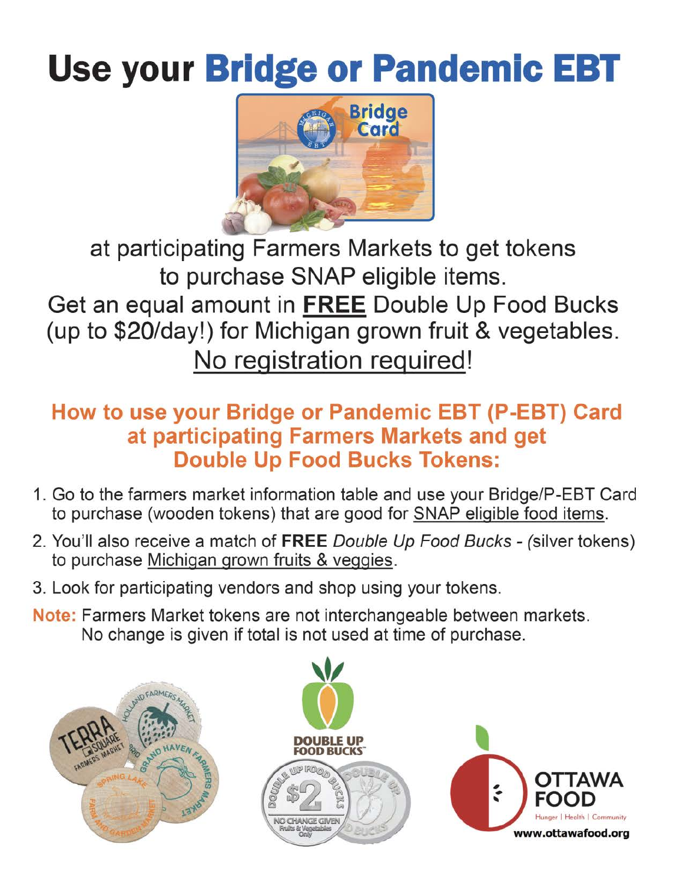# Use your Bridge or Pandemic EBT

at participating Farmers Markets to get tokens to purchase SNAP eligible items.
Get an equal amount in **FREE** Double Up Food Bucks (up to $20/day!) for Michigan grown fruit & vegetables.
No registration required!

## How to use your Bridge or Pandemic EBT (P-EBT) Card at participating Farmers Markets and get Double Up Food Bucks Tokens:

1. Go to the farmers market information table and use your Bridge/P-EBT Card to purchase (wooden tokens) that are good for SNAP eligible food items.
2. You'll also receive a match of **FREE** *Double Up Food Bucks - (*silver tokens) to purchase Michigan grown fruits & veggies.
3. Look for participating vendors and shop using your tokens.

**Note:** Farmers Market tokens are not interchangeable between markets. No change is given if total is not used at time of purchase.

OTTAWA FOOD
Hunger | Health | Community
www.ottawafood.org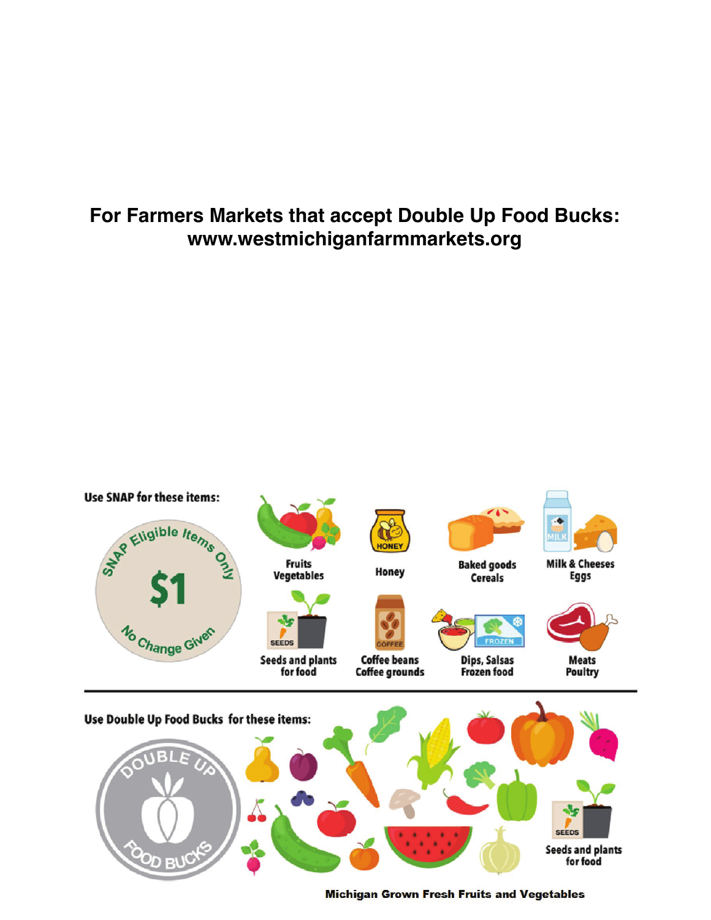**For Farmers Markets that accept Double Up Food Bucks:**
**www.westmichiganfarmmarkets.org**

**Use SNAP for these items:**

SNAP Eligible Items Only
$1
No Change Given

- Fruits Vegetables
- Honey
- Baked goods Cereals
- Milk & Cheeses Eggs
- Seeds and plants for food
- Coffee beans Coffee grounds
- Dips, Salsas Frozen food
- Meats Poultry

**Use Double Up Food Bucks for these items:**

DOUBLE UP FOOD BUCKS

- Seeds and plants for food

**Michigan Grown Fresh Fruits and Vegetables**